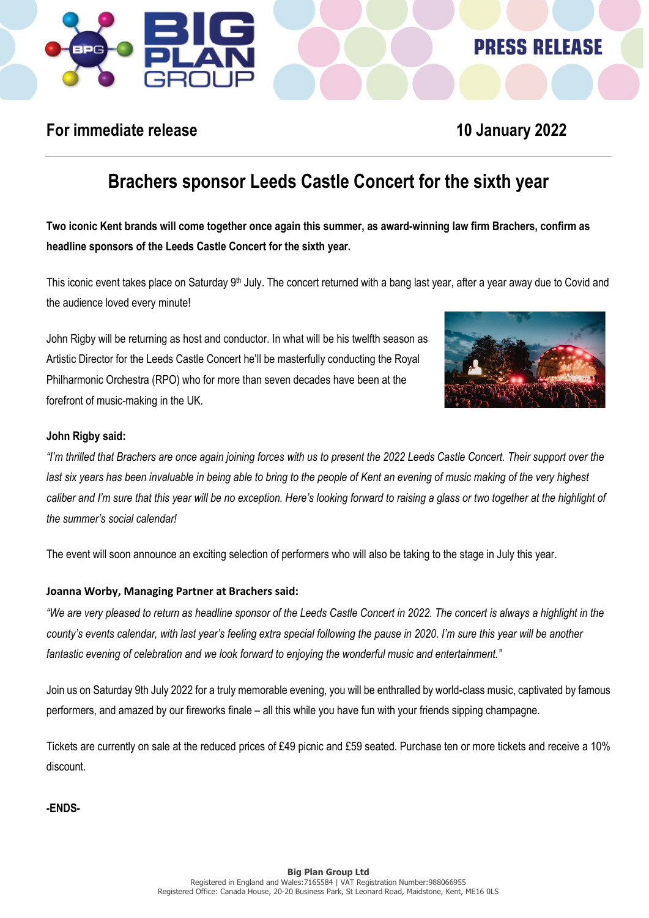**PRESS RELEASE**

**For immediate release** **10 January 2022**

# Brachers sponsor Leeds Castle Concert for the sixth year

**Two iconic Kent brands will come together once again this summer, as award-winning law firm Brachers, confirm as headline sponsors of the Leeds Castle Concert for the sixth year.**

This iconic event takes place on Saturday 9th July. The concert returned with a bang last year, after a year away due to Covid and the audience loved every minute!

John Rigby will be returning as host and conductor. In what will be his twelfth season as Artistic Director for the Leeds Castle Concert he'll be masterfully conducting the Royal Philharmonic Orchestra (RPO) who for more than seven decades have been at the forefront of music-making in the UK.

**John Rigby said:**

*"I'm thrilled that Brachers are once again joining forces with us to present the 2022 Leeds Castle Concert. Their support over the last six years has been invaluable in being able to bring to the people of Kent an evening of music making of the very highest caliber and I'm sure that this year will be no exception. Here's looking forward to raising a glass or two together at the highlight of the summer's social calendar!*

The event will soon announce an exciting selection of performers who will also be taking to the stage in July this year.

**Joanna Worby, Managing Partner at Brachers said:**

*"We are very pleased to return as headline sponsor of the Leeds Castle Concert in 2022. The concert is always a highlight in the county's events calendar, with last year's feeling extra special following the pause in 2020. I'm sure this year will be another fantastic evening of celebration and we look forward to enjoying the wonderful music and entertainment."*

Join us on Saturday 9th July 2022 for a truly memorable evening, you will be enthralled by world-class music, captivated by famous performers, and amazed by our fireworks finale – all this while you have fun with your friends sipping champagne.

Tickets are currently on sale at the reduced prices of £49 picnic and £59 seated. Purchase ten or more tickets and receive a 10% discount.

**-ENDS-**

**Big Plan Group Ltd**
Registered in England and Wales:7165584 | VAT Registration Number:988066955
Registered Office: Canada House, 20-20 Business Park, St Leonard Road, Maidstone, Kent, ME16 0LS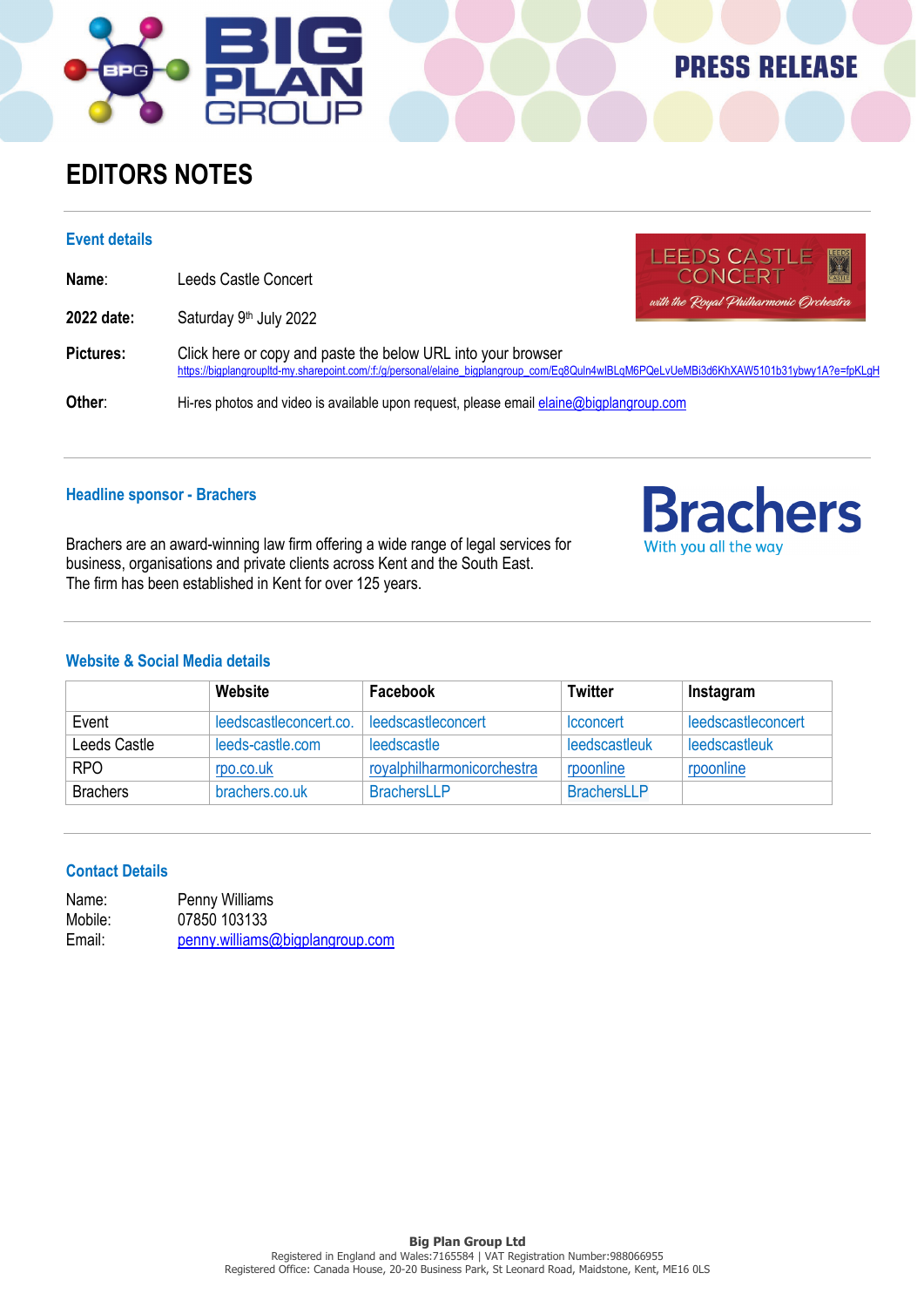PRESS RELEASE

# EDITORS NOTES

## Event details

**Name**: Leeds Castle Concert

**2022 date:** Saturday 9th July 2022

**Pictures:** Click here or copy and paste the below URL into your browser
https://bigplangroupltd-my.sharepoint.com/:f:/g/personal/elaine_bigplangroup_com/Eq8QuIn4wIBLqM6PQeLvUeMBi3d6KhXAW5101b31ybwy1A?e=fpKLgH

**Other**: Hi-res photos and video is available upon request, please email elaine@bigplangroup.com

## Headline sponsor - Brachers

Brachers are an award-winning law firm offering a wide range of legal services for business, organisations and private clients across Kent and the South East. The firm has been established in Kent for over 125 years.

## Website & Social Media details

| | Website | Facebook | Twitter | Instagram |
|---|---|---|---|---|
| Event | leedscastleconcert.co. | leedscastleconcert | lcconcert | leedscastleconcert |
| Leeds Castle | leeds-castle.com | leedscastle | leedscastleuk | leedscastleuk |
| RPO | rpo.co.uk | royalphilharmonicorchestra | rpoonline | rpoonline |
| Brachers | brachers.co.uk | BrachersLLP | BrachersLLP | |

## Contact Details

Name: Penny Williams
Mobile: 07850 103133
Email: penny.williams@bigplangroup.com

**Big Plan Group Ltd**
Registered in England and Wales:7165584 | VAT Registration Number:988066955
Registered Office: Canada House, 20-20 Business Park, St Leonard Road, Maidstone, Kent, ME16 0LS